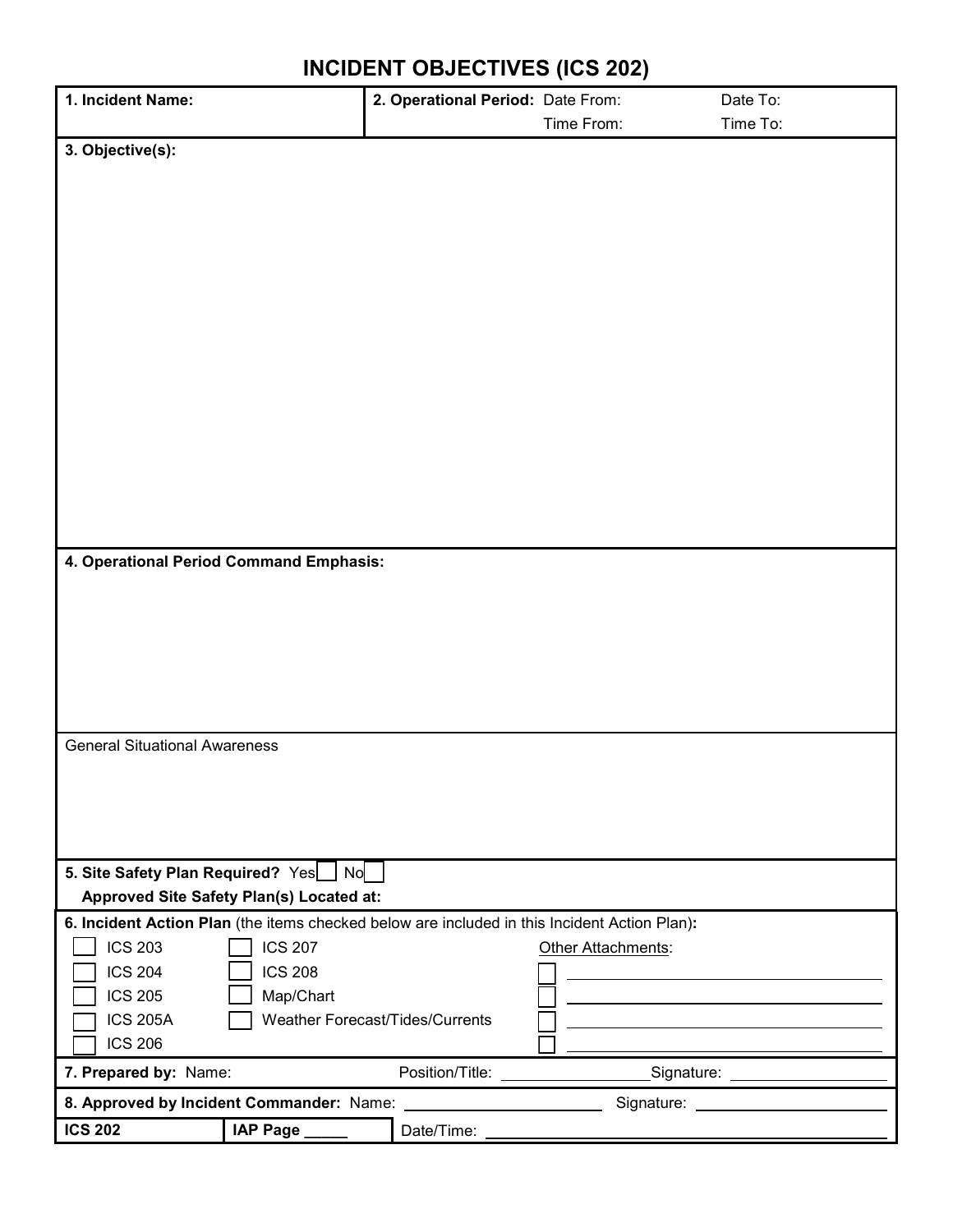# INCIDENT OBJECTIVES (ICS 202)

| 1. Incident Name: | 2. Operational Period: Date From: Date To: Time From: Time To: |
|---|---|

**3. Objective(s):**

**4. Operational Period Command Emphasis:**

General Situational Awareness

**5. Site Safety Plan Required?** Yes ☐ No ☐

**Approved Site Safety Plan(s) Located at:**

**6. Incident Action Plan** (the items checked below are included in this Incident Action Plan)**:**

| | | Other Attachments: |
|---|---|---|
| ☐ ICS 203 | ☐ ICS 207 | ☐ ______________ |
| ☐ ICS 204 | ☐ ICS 208 | ☐ ______________ |
| ☐ ICS 205 | ☐ Map/Chart | ☐ ______________ |
| ☐ ICS 205A | ☐ Weather Forecast/Tides/Currents | ☐ ______________ |
| ☐ ICS 206 | | |

**7. Prepared by:** Name: Position/Title: ______________ Signature: ______________

**8. Approved by Incident Commander:** Name: ______________ Signature: ______________

| ICS 202 | IAP Page _____ | Date/Time: ______________ |
|---|---|---|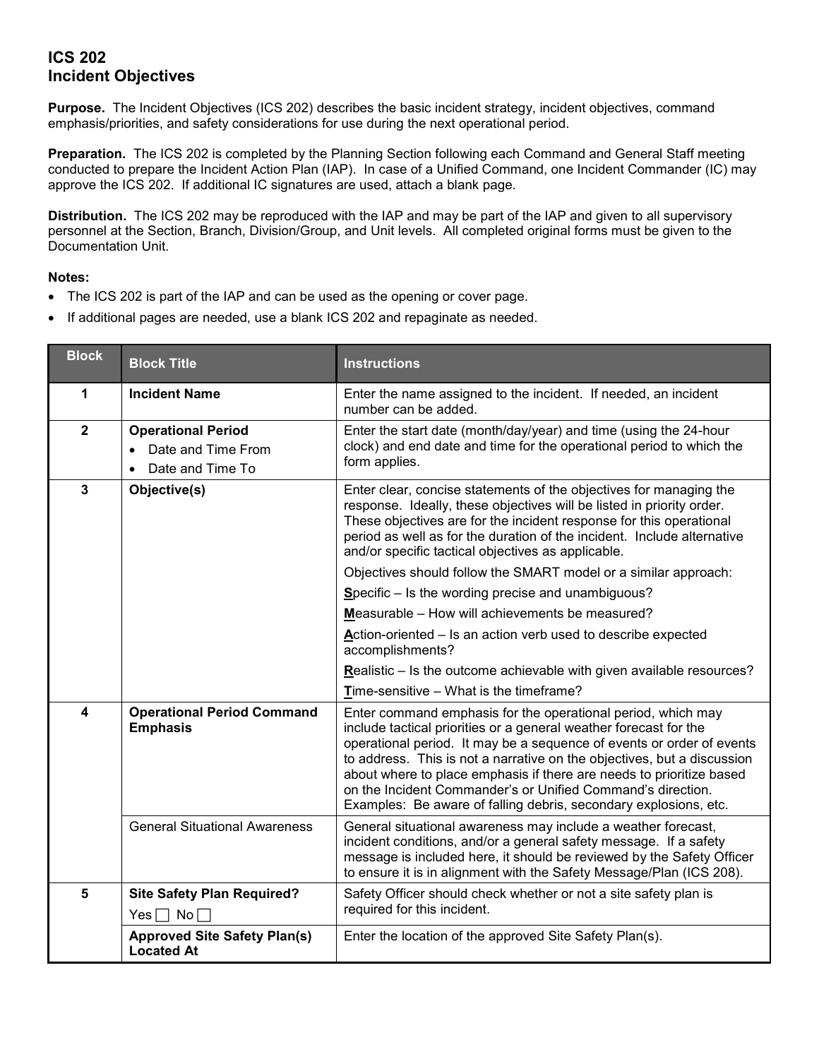# ICS 202
# Incident Objectives

**Purpose.** The Incident Objectives (ICS 202) describes the basic incident strategy, incident objectives, command emphasis/priorities, and safety considerations for use during the next operational period.

**Preparation.** The ICS 202 is completed by the Planning Section following each Command and General Staff meeting conducted to prepare the Incident Action Plan (IAP). In case of a Unified Command, one Incident Commander (IC) may approve the ICS 202. If additional IC signatures are used, attach a blank page.

**Distribution.** The ICS 202 may be reproduced with the IAP and may be part of the IAP and given to all supervisory personnel at the Section, Branch, Division/Group, and Unit levels. All completed original forms must be given to the Documentation Unit.

**Notes:**

- The ICS 202 is part of the IAP and can be used as the opening or cover page.
- If additional pages are needed, use a blank ICS 202 and repaginate as needed.

| Block | Block Title | Instructions |
|---|---|---|
| 1 | **Incident Name** | Enter the name assigned to the incident. If needed, an incident number can be added. |
| 2 | **Operational Period**<br>• Date and Time From<br>• Date and Time To | Enter the start date (month/day/year) and time (using the 24-hour clock) and end date and time for the operational period to which the form applies. |
| 3 | **Objective(s)** | Enter clear, concise statements of the objectives for managing the response. Ideally, these objectives will be listed in priority order. These objectives are for the incident response for this operational period as well as for the duration of the incident. Include alternative and/or specific tactical objectives as applicable.<br>Objectives should follow the SMART model or a similar approach:<br>**S**pecific – Is the wording precise and unambiguous?<br>**M**easurable – How will achievements be measured?<br>**A**ction-oriented – Is an action verb used to describe expected accomplishments?<br>**R**ealistic – Is the outcome achievable with given available resources?<br>**T**ime-sensitive – What is the timeframe? |
| 4 | **Operational Period Command Emphasis** | Enter command emphasis for the operational period, which may include tactical priorities or a general weather forecast for the operational period. It may be a sequence of events or order of events to address. This is not a narrative on the objectives, but a discussion about where to place emphasis if there are needs to prioritize based on the Incident Commander's or Unified Command's direction. Examples: Be aware of falling debris, secondary explosions, etc. |
| | General Situational Awareness | General situational awareness may include a weather forecast, incident conditions, and/or a general safety message. If a safety message is included here, it should be reviewed by the Safety Officer to ensure it is in alignment with the Safety Message/Plan (ICS 208). |
| 5 | **Site Safety Plan Required?**<br>Yes ☐ No ☐ | Safety Officer should check whether or not a site safety plan is required for this incident. |
| | **Approved Site Safety Plan(s) Located At** | Enter the location of the approved Site Safety Plan(s). |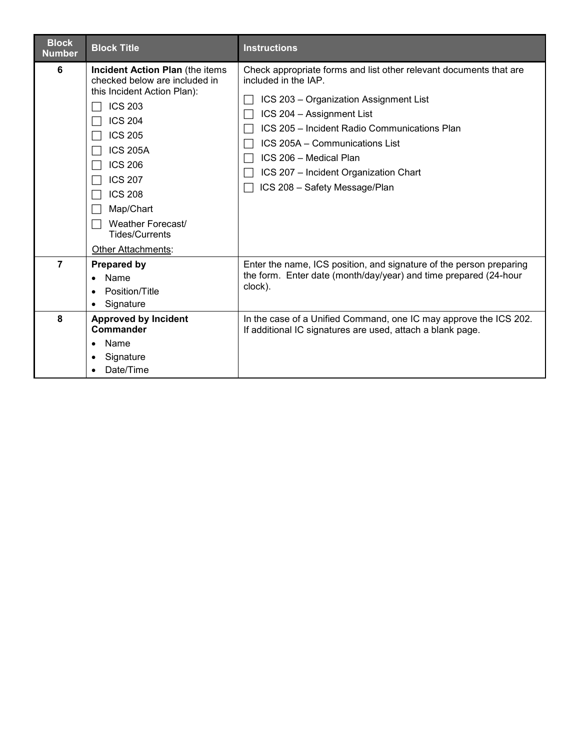| Block Number | Block Title | Instructions |
| --- | --- | --- |
| 6 | **Incident Action Plan** (the items checked below are included in this Incident Action Plan):<br>☐ ICS 203<br>☐ ICS 204<br>☐ ICS 205<br>☐ ICS 205A<br>☐ ICS 206<br>☐ ICS 207<br>☐ ICS 208<br>☐ Map/Chart<br>☐ Weather Forecast/ Tides/Currents<br>Other Attachments: | Check appropriate forms and list other relevant documents that are included in the IAP.<br>☐ ICS 203 – Organization Assignment List<br>☐ ICS 204 – Assignment List<br>☐ ICS 205 – Incident Radio Communications Plan<br>☐ ICS 205A – Communications List<br>☐ ICS 206 – Medical Plan<br>☐ ICS 207 – Incident Organization Chart<br>☐ ICS 208 – Safety Message/Plan |
| 7 | **Prepared by**<br>• Name<br>• Position/Title<br>• Signature | Enter the name, ICS position, and signature of the person preparing the form. Enter date (month/day/year) and time prepared (24-hour clock). |
| 8 | **Approved by Incident Commander**<br>• Name<br>• Signature<br>• Date/Time | In the case of a Unified Command, one IC may approve the ICS 202. If additional IC signatures are used, attach a blank page. |